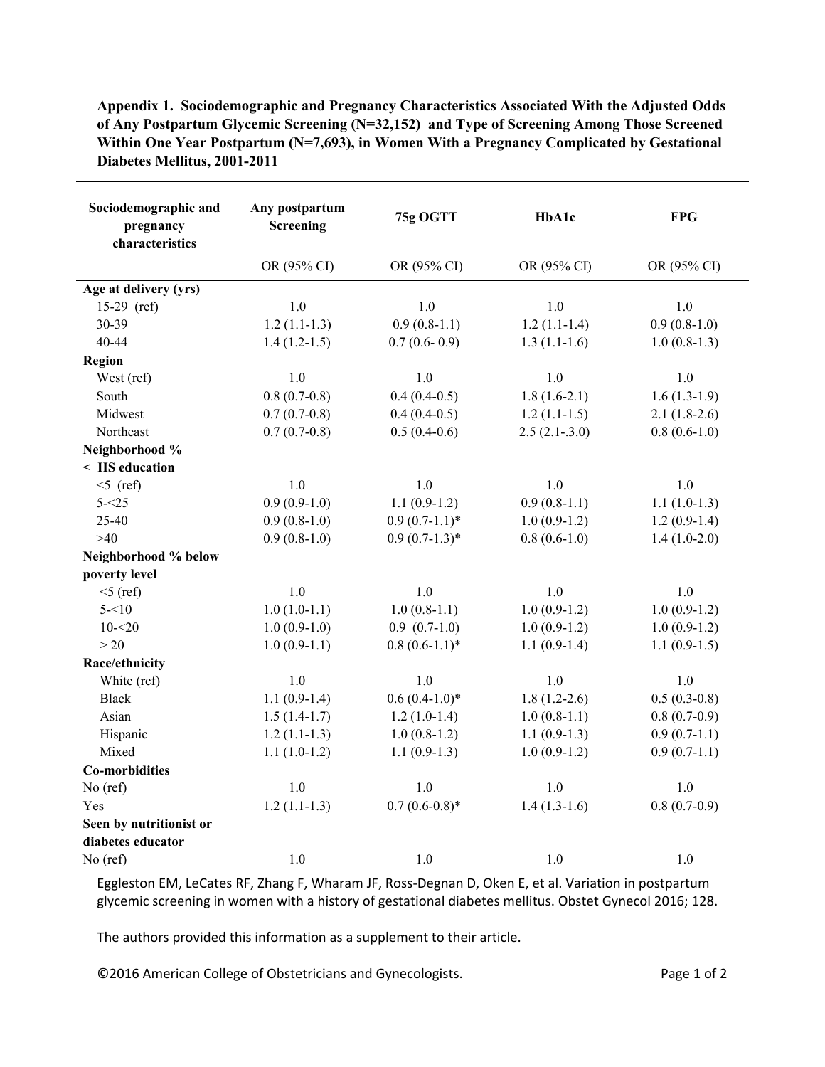**Appendix 1. Sociodemographic and Pregnancy Characteristics Associated With the Adjusted Odds of Any Postpartum Glycemic Screening (N=32,152) and Type of Screening Among Those Screened Within One Year Postpartum (N=7,693), in Women With a Pregnancy Complicated by Gestational Diabetes Mellitus, 2001-2011**

| Sociodemographic and pregnancy characteristics | Any postpartum Screening | 75g OGTT | HbA1c | FPG |
|---|---|---|---|---|
| | OR (95% CI) | OR (95% CI) | OR (95% CI) | OR (95% CI) |
| **Age at delivery (yrs)** | | | | |
| 15-29 (ref) | 1.0 | 1.0 | 1.0 | 1.0 |
| 30-39 | 1.2 (1.1-1.3) | 0.9 (0.8-1.1) | 1.2 (1.1-1.4) | 0.9 (0.8-1.0) |
| 40-44 | 1.4 (1.2-1.5) | 0.7 (0.6- 0.9) | 1.3 (1.1-1.6) | 1.0 (0.8-1.3) |
| **Region** | | | | |
| West (ref) | 1.0 | 1.0 | 1.0 | 1.0 |
| South | 0.8 (0.7-0.8) | 0.4 (0.4-0.5) | 1.8 (1.6-2.1) | 1.6 (1.3-1.9) |
| Midwest | 0.7 (0.7-0.8) | 0.4 (0.4-0.5) | 1.2 (1.1-1.5) | 2.1 (1.8-2.6) |
| Northeast | 0.7 (0.7-0.8) | 0.5 (0.4-0.6) | 2.5 (2.1-.3.0) | 0.8 (0.6-1.0) |
| **Neighborhood % < HS education** | | | | |
| <5 (ref) | 1.0 | 1.0 | 1.0 | 1.0 |
| 5-<25 | 0.9 (0.9-1.0) | 1.1 (0.9-1.2) | 0.9 (0.8-1.1) | 1.1 (1.0-1.3) |
| 25-40 | 0.9 (0.8-1.0) | 0.9 (0.7-1.1)* | 1.0 (0.9-1.2) | 1.2 (0.9-1.4) |
| >40 | 0.9 (0.8-1.0) | 0.9 (0.7-1.3)* | 0.8 (0.6-1.0) | 1.4 (1.0-2.0) |
| **Neighborhood % below poverty level** | | | | |
| <5 (ref) | 1.0 | 1.0 | 1.0 | 1.0 |
| 5-<10 | 1.0 (1.0-1.1) | 1.0 (0.8-1.1) | 1.0 (0.9-1.2) | 1.0 (0.9-1.2) |
| 10-<20 | 1.0 (0.9-1.0) | 0.9 (0.7-1.0) | 1.0 (0.9-1.2) | 1.0 (0.9-1.2) |
| ≥ 20 | 1.0 (0.9-1.1) | 0.8 (0.6-1.1)* | 1.1 (0.9-1.4) | 1.1 (0.9-1.5) |
| **Race/ethnicity** | | | | |
| White (ref) | 1.0 | 1.0 | 1.0 | 1.0 |
| Black | 1.1 (0.9-1.4) | 0.6 (0.4-1.0)* | 1.8 (1.2-2.6) | 0.5 (0.3-0.8) |
| Asian | 1.5 (1.4-1.7) | 1.2 (1.0-1.4) | 1.0 (0.8-1.1) | 0.8 (0.7-0.9) |
| Hispanic | 1.2 (1.1-1.3) | 1.0 (0.8-1.2) | 1.1 (0.9-1.3) | 0.9 (0.7-1.1) |
| Mixed | 1.1 (1.0-1.2) | 1.1 (0.9-1.3) | 1.0 (0.9-1.2) | 0.9 (0.7-1.1) |
| **Co-morbidities** | | | | |
| No (ref) | 1.0 | 1.0 | 1.0 | 1.0 |
| Yes | 1.2 (1.1-1.3) | 0.7 (0.6-0.8)* | 1.4 (1.3-1.6) | 0.8 (0.7-0.9) |
| **Seen by nutritionist or diabetes educator** | | | | |
| No (ref) | 1.0 | 1.0 | 1.0 | 1.0 |

Eggleston EM, LeCates RF, Zhang F, Wharam JF, Ross-Degnan D, Oken E, et al. Variation in postpartum glycemic screening in women with a history of gestational diabetes mellitus. Obstet Gynecol 2016; 128.

The authors provided this information as a supplement to their article.

©2016 American College of Obstetricians and Gynecologists.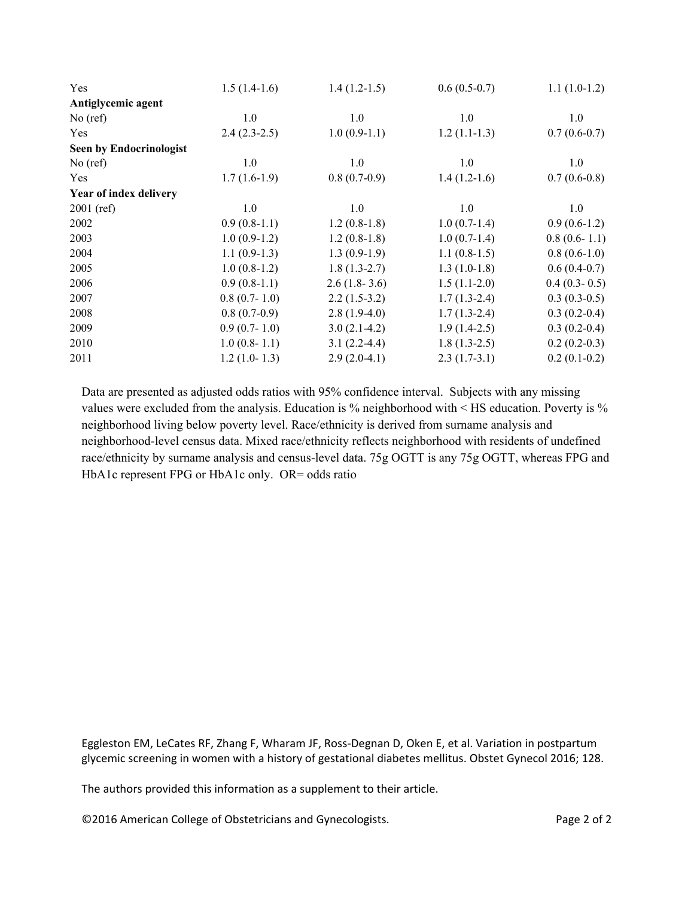| | | | | |
|---|---|---|---|---|
| Yes | 1.5 (1.4-1.6) | 1.4 (1.2-1.5) | 0.6 (0.5-0.7) | 1.1 (1.0-1.2) |
| **Antiglycemic agent** | | | | |
| No (ref) | 1.0 | 1.0 | 1.0 | 1.0 |
| Yes | 2.4 (2.3-2.5) | 1.0 (0.9-1.1) | 1.2 (1.1-1.3) | 0.7 (0.6-0.7) |
| **Seen by Endocrinologist** | | | | |
| No (ref) | 1.0 | 1.0 | 1.0 | 1.0 |
| Yes | 1.7 (1.6-1.9) | 0.8 (0.7-0.9) | 1.4 (1.2-1.6) | 0.7 (0.6-0.8) |
| **Year of index delivery** | | | | |
| 2001 (ref) | 1.0 | 1.0 | 1.0 | 1.0 |
| 2002 | 0.9 (0.8-1.1) | 1.2 (0.8-1.8) | 1.0 (0.7-1.4) | 0.9 (0.6-1.2) |
| 2003 | 1.0 (0.9-1.2) | 1.2 (0.8-1.8) | 1.0 (0.7-1.4) | 0.8 (0.6- 1.1) |
| 2004 | 1.1 (0.9-1.3) | 1.3 (0.9-1.9) | 1.1 (0.8-1.5) | 0.8 (0.6-1.0) |
| 2005 | 1.0 (0.8-1.2) | 1.8 (1.3-2.7) | 1.3 (1.0-1.8) | 0.6 (0.4-0.7) |
| 2006 | 0.9 (0.8-1.1) | 2.6 (1.8- 3.6) | 1.5 (1.1-2.0) | 0.4 (0.3- 0.5) |
| 2007 | 0.8 (0.7- 1.0) | 2.2 (1.5-3.2) | 1.7 (1.3-2.4) | 0.3 (0.3-0.5) |
| 2008 | 0.8 (0.7-0.9) | 2.8 (1.9-4.0) | 1.7 (1.3-2.4) | 0.3 (0.2-0.4) |
| 2009 | 0.9 (0.7- 1.0) | 3.0 (2.1-4.2) | 1.9 (1.4-2.5) | 0.3 (0.2-0.4) |
| 2010 | 1.0 (0.8- 1.1) | 3.1 (2.2-4.4) | 1.8 (1.3-2.5) | 0.2 (0.2-0.3) |
| 2011 | 1.2 (1.0- 1.3) | 2.9 (2.0-4.1) | 2.3 (1.7-3.1) | 0.2 (0.1-0.2) |

Data are presented as adjusted odds ratios with 95% confidence interval. Subjects with any missing values were excluded from the analysis. Education is % neighborhood with < HS education. Poverty is % neighborhood living below poverty level. Race/ethnicity is derived from surname analysis and neighborhood-level census data. Mixed race/ethnicity reflects neighborhood with residents of undefined race/ethnicity by surname analysis and census-level data. 75g OGTT is any 75g OGTT, whereas FPG and HbA1c represent FPG or HbA1c only. OR= odds ratio

Eggleston EM, LeCates RF, Zhang F, Wharam JF, Ross-Degnan D, Oken E, et al. Variation in postpartum glycemic screening in women with a history of gestational diabetes mellitus. Obstet Gynecol 2016; 128.

The authors provided this information as a supplement to their article.

©2016 American College of Obstetricians and Gynecologists.